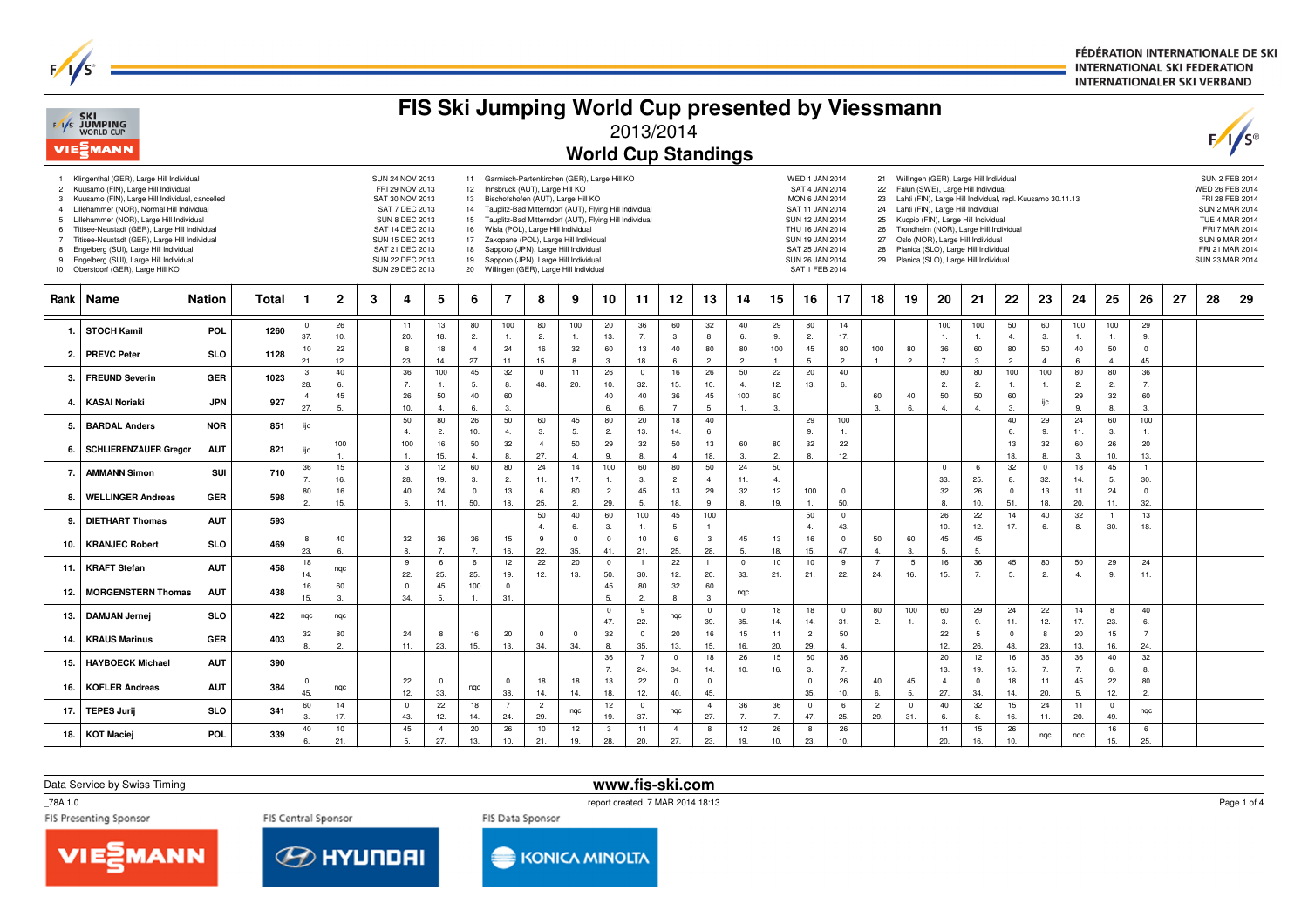FÉDÉRATION INTERNATIONALE DE SKI
INTERNATIONAL SKI FEDERATION
INTERNATIONALER SKI VERBAND

# FIS Ski Jumping World Cup presented by Viessmann

## 2013/2014

## World Cup Standings

| No. | Competition | Date |
|---|---|---|
| 1 | Klingenthal (GER), Large Hill Individual | SUN 24 NOV 2013 |
| 2 | Kuusamo (FIN), Large Hill Individual | FRI 29 NOV 2013 |
| 3 | Kuusamo (FIN), Large Hill Individual, cancelled | SAT 30 NOV 2013 |
| 4 | Lillehammer (NOR), Normal Hill Individual | SAT 7 DEC 2013 |
| 5 | Lillehammer (NOR), Large Hill Individual | SUN 8 DEC 2013 |
| 6 | Titisee-Neustadt (GER), Large Hill Individual | SAT 14 DEC 2013 |
| 7 | Titisee-Neustadt (GER), Large Hill Individual | SUN 15 DEC 2013 |
| 8 | Engelberg (SUI), Large Hill Individual | SAT 21 DEC 2013 |
| 9 | Engelberg (SUI), Large Hill Individual | SUN 22 DEC 2013 |
| 10 | Oberstdorf (GER), Large Hill KO | SUN 29 DEC 2013 |
| 11 | Garmisch-Partenkirchen (GER), Large Hill KO | WED 1 JAN 2014 |
| 12 | Innsbruck (AUT), Large Hill KO | SAT 4 JAN 2014 |
| 13 | Bischofshofen (AUT), Large Hill KO | MON 6 JAN 2014 |
| 14 | Tauplitz-Bad Mitterndorf (AUT), Flying Hill Individual | SAT 11 JAN 2014 |
| 15 | Tauplitz-Bad Mitterndorf (AUT), Flying Hill Individual | SUN 12 JAN 2014 |
| 16 | Wisla (POL), Large Hill Individual | THU 16 JAN 2014 |
| 17 | Zakopane (POL), Large Hill Individual | SUN 19 JAN 2014 |
| 18 | Sapporo (JPN), Large Hill Individual | SAT 25 JAN 2014 |
| 19 | Sapporo (JPN), Large Hill Individual | SUN 26 JAN 2014 |
| 20 | Willingen (GER), Large Hill Individual | SAT 1 FEB 2014 |
| 21 | Willingen (GER), Large Hill Individual | SUN 2 FEB 2014 |
| 22 | Falun (SWE), Large Hill Individual | WED 26 FEB 2014 |
| 23 | Lahti (FIN), Large Hill Individual, repl. Kuusamo 30.11.13 | FRI 28 FEB 2014 |
| 24 | Lahti (FIN), Large Hill Individual | SUN 2 MAR 2014 |
| 25 | Kuopio (FIN), Large Hill Individual | TUE 4 MAR 2014 |
| 26 | Trondheim (NOR), Large Hill Individual | FRI 7 MAR 2014 |
| 27 | Oslo (NOR), Large Hill Individual | SUN 9 MAR 2014 |
| 28 | Planica (SLO), Large Hill Individual | FRI 21 MAR 2014 |
| 29 | Planica (SLO), Large Hill Individual | SUN 23 MAR 2014 |

| Rank | Name | Nation | Total | 1 | 2 | 3 | 4 | 5 | 6 | 7 | 8 | 9 | 10 | 11 | 12 | 13 | 14 | 15 | 16 | 17 | 18 | 19 | 20 | 21 | 22 | 23 | 24 | 25 | 26 | 27 | 28 | 29 |
|---|---|---|---|---|---|---|---|---|---|---|---|---|---|---|---|---|---|---|---|---|---|---|---|---|---|---|---|---|---|---|---|---|
| 1. | STOCH Kamil | POL | 1260 | 0 37. | 26 10. | | 11 20. | 13 18. | 80 2. | 100 1. | 80 2. | 100 1. | 20 13. | 36 7. | 60 3. | 32 8. | 40 6. | 29 9. | 80 2. | 14 17. | | | 100 1. | 100 1. | 50 4. | 60 3. | 100 1. | 100 1. | 29 9. | | | |
| 2. | PREVC Peter | SLO | 1128 | 10 21. | 22 12. | | 8 23. | 18 14. | 4 27. | 24 11. | 16 15. | 32 8. | 60 3. | 13 18. | 40 6. | 80 2. | 80 2. | 100 1. | 45 5. | 80 2. | 100 1. | 80 2. | 36 7. | 60 3. | 80 2. | 50 4. | 40 6. | 50 4. | 0 45. | | | |
| 3. | FREUND Severin | GER | 1023 | 3 28. | 40 6. | | 36 7. | 100 1. | 45 5. | 32 8. | 0 48. | 11 20. | 26 10. | 0 32. | 16 15. | 26 10. | 50 4. | 22 12. | 20 13. | 40 6. | | | 80 2. | 80 2. | 100 1. | 100 1. | 80 2. | 80 2. | 36 7. | | | |
| 4. | KASAI Noriaki | JPN | 927 | 4 27. | 45 5. | | 26 10. | 50 4. | 40 6. | 60 3. | | | 40 6. | 40 6. | 36 7. | 45 5. | 100 1. | 60 3. | | | 60 3. | 40 6. | 50 4. | 50 4. | 60 3. | ijc | 29 9. | 32 8. | 60 3. | | | |
| 5. | BARDAL Anders | NOR | 851 | ijc | | | 50 4. | 80 2. | 26 10. | 50 4. | 60 3. | 45 5. | 80 2. | 20 13. | 18 14. | 40 6. | | | 29 9. | 100 1. | | | | | 40 6. | 29 9. | 24 11. | 60 3. | 100 1. | | | |
| 6. | SCHLIERENZAUER Gregor | AUT | 821 | ijc | 100 1. | | 100 1. | 16 15. | 50 4. | 32 8. | 4 27. | 50 4. | 29 9. | 32 8. | 50 4. | 13 18. | 60 3. | 80 2. | 32 8. | 22 12. | | | | | 13 18. | 32 8. | 60 3. | 26 10. | 20 13. | | | |
| 7. | AMMANN Simon | SUI | 710 | 36 7. | 15 16. | | 3 28. | 12 19. | 60 3. | 80 2. | 24 11. | 14 17. | 100 1. | 60 3. | 80 2. | 50 4. | 24 11. | 50 4. | | | | | 0 33. | 6 25. | 32 8. | 0 32. | 18 14. | 45 5. | 1 30. | | | |
| 8. | WELLINGER Andreas | GER | 598 | 80 2. | 16 15. | | 40 6. | 24 11. | 0 50. | 13 18. | 6 25. | 80 2. | 2 29. | 45 5. | 13 18. | 29 9. | 32 8. | 12 19. | 100 1. | 0 50. | | | 32 8. | 26 10. | 0 51. | 13 18. | 11 20. | 24 11. | 0 32. | | | |
| 9. | DIETHART Thomas | AUT | 593 | | | | | | | | 50 4. | 40 6. | 60 3. | 100 1. | 45 5. | 100 1. | | | 50 4. | 0 43. | | | 26 10. | 22 12. | 14 17. | 40 6. | 32 8. | 1 30. | 13 18. | | | |
| 10. | KRANJEC Robert | SLO | 469 | 8 23. | 40 6. | | 32 8. | 36 7. | 36 7. | 15 16. | 9 22. | 0 35. | 0 41. | 10 21. | 6 25. | 3 28. | 45 5. | 13 18. | 16 15. | 0 47. | 50 4. | 60 3. | 45 5. | 45 5. | | | | | | | | |
| 11. | KRAFT Stefan | AUT | 458 | 18 14. | nqc | | 9 22. | 6 25. | 6 25. | 12 19. | 22 12. | 20 13. | 0 50. | 1 30. | 22 12. | 11 20. | 0 33. | 10 21. | 10 21. | 9 22. | 7 24. | 15 16. | 16 15. | 36 7. | 45 5. | 80 2. | 50 4. | 29 9. | 24 11. | | | |
| 12. | MORGENSTERN Thomas | AUT | 438 | 16 15. | 60 3. | | 0 34. | 45 5. | 100 1. | 0 31. | | | 45 5. | 80 2. | 32 8. | 60 3. | nqc | | | | | | | | | | | | | | | |
| 13. | DAMJAN Jernej | SLO | 422 | nqc | nqc | | | | | | | | 0 47. | 9 22. | nqc | 0 39. | 0 35. | 18 14. | 18 14. | 0 31. | 80 2. | 100 1. | 60 3. | 29 9. | 24 11. | 22 12. | 14 17. | 8 23. | 40 6. | | | |
| 14. | KRAUS Marinus | GER | 403 | 32 8. | 80 2. | | 24 11. | 8 23. | 16 15. | 20 13. | 0 34. | 0 34. | 32 8. | 0 35. | 20 13. | 16 15. | 15 16. | 11 20. | 2 29. | 50 4. | | | 22 12. | 5 26. | 0 48. | 8 23. | 20 13. | 15 16. | 7 24. | | | |
| 15. | HAYBOECK Michael | AUT | 390 | | | | | | | | | | 36 7. | 7 24. | 0 34. | 18 14. | 26 10. | 15 16. | 60 3. | 36 7. | | | 20 13. | 12 19. | 16 15. | 36 7. | 36 7. | 40 6. | 32 8. | | | |
| 16. | KOFLER Andreas | AUT | 384 | 0 45. | nqc | | 22 12. | 0 33. | nqc | 0 38. | 18 14. | 18 14. | 13 18. | 22 12. | 0 40. | 0 45. | | | 0 35. | 26 10. | 40 6. | 45 5. | 4 27. | 0 34. | 18 14. | 11 20. | 45 5. | 22 12. | 80 2. | | | |
| 17. | TEPES Jurij | SLO | 341 | 60 3. | 14 17. | | 0 43. | 22 12. | 18 14. | 7 24. | 2 29. | nqc | 12 19. | 0 37. | nqc | 4 27. | 36 7. | 36 7. | 0 47. | 6 25. | 2 29. | 0 31. | 40 6. | 32 8. | 15 16. | 24 11. | 11 20. | 0 49. | nqc | | | |
| 18. | KOT Maciej | POL | 339 | 40 6. | 10 21. | | 45 5. | 4 27. | 20 13. | 26 10. | 10 21. | 12 19. | 3 28. | 11 20. | 4 27. | 8 23. | 12 19. | 26 10. | 8 23. | 26 10. | | | 11 20. | 15 16. | 26 10. | nqc | nqc | 16 15. | 6 25. | | | |

Data Service by Swiss Timing

www.fis-ski.com

_78A 1.0

report created 7 MAR 2014 18:13

FIS Presenting Sponsor: VIESSMANN | FIS Central Sponsor: HYUNDAI | FIS Data Sponsor: KONICA MINOLTA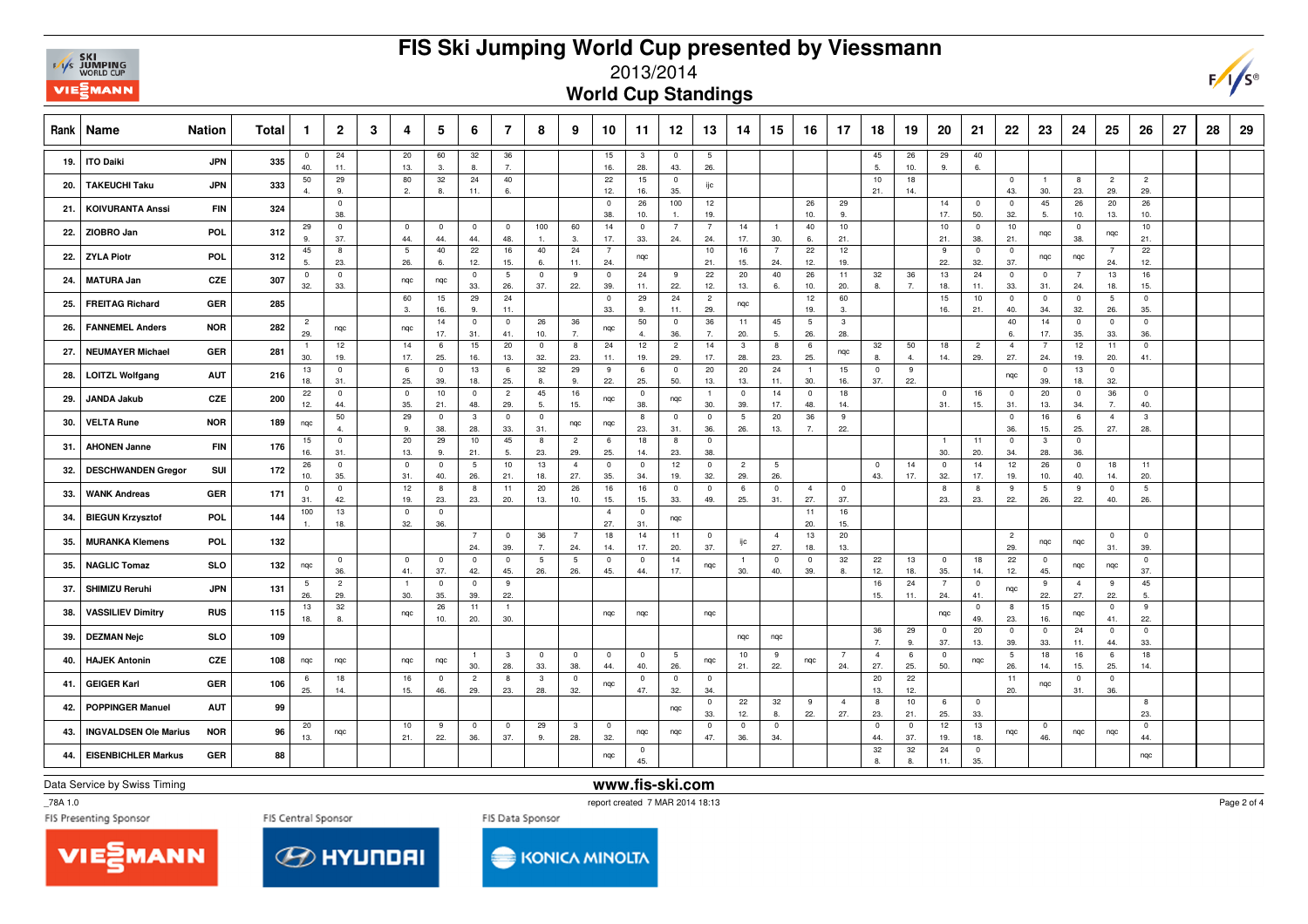# FIS Ski Jumping World Cup presented by Viessmann

## 2013/2014

## World Cup Standings

| Rank | Name | Nation | Total | 1 | 2 | 3 | 4 | 5 | 6 | 7 | 8 | 9 | 10 | 11 | 12 | 13 | 14 | 15 | 16 | 17 | 18 | 19 | 20 | 21 | 22 | 23 | 24 | 25 | 26 | 27 | 28 | 29 |
|---|---|---|---|---|---|---|---|---|---|---|---|---|---|---|---|---|---|---|---|---|---|---|---|---|---|---|---|---|---|---|---|---|
| 19. | ITO Daiki | JPN | 335 | 0 (40.) | 24 (11.) | | 20 (13.) | 60 (3.) | 32 (8.) | 36 (7.) | | | 15 (16.) | 3 (28.) | 0 (43.) | 5 (26.) | | | | | 45 (5.) | 26 (10.) | 29 (9.) | 40 (6.) | | | | | | | | |
| 20. | TAKEUCHI Taku | JPN | 333 | 50 (4.) | 29 (9.) | | 80 (2.) | 32 (8.) | 24 (11.) | 40 (6.) | | | 22 (12.) | 15 (16.) | 0 (35.) | ijc | | | | | 10 (21.) | 18 (14.) | | | 0 (43.) | 1 (30.) | 8 (23.) | 2 (29.) | 2 (29.) | | | |
| 21. | KOIVURANTA Anssi | FIN | 324 | | 0 (38.) | | | | | | | | 0 (38.) | 26 (10.) | 100 (1.) | 12 (19.) | | | 26 (10.) | 29 (9.) | | | 14 (17.) | 0 (50.) | 0 (32.) | 45 (5.) | 26 (10.) | 20 (13.) | 26 (10.) | | | |
| 22. | ZIOBRO Jan | POL | 312 | 29 (9.) | 0 (37.) | | 0 (44.) | 0 (44.) | 0 (44.) | 0 (48.) | 100 (1.) | 60 (3.) | 14 (17.) | 0 (33.) | 7 (24.) | 7 (24.) | 14 (17.) | 1 (30.) | 40 (6.) | 10 (21.) | | | 10 (21.) | 0 (38.) | 10 (21.) | nqc | 0 (38.) | nqc | 10 (21.) | | | |
| 22. | ZYLA Piotr | POL | 312 | 45 (5.) | 8 (23.) | | 5 (26.) | 40 (6.) | 22 (12.) | 16 (15.) | 40 (6.) | 24 (11.) | 7 (24.) | nqc | | 10 (21.) | 16 (15.) | 7 (24.) | 22 (12.) | 12 (19.) | | | 9 (22.) | 0 (32.) | 0 (37.) | nqc | nqc | 7 (24.) | 22 (12.) | | | |
| 24. | MATURA Jan | CZE | 307 | 0 (32.) | 0 (33.) | | nqc | nqc | 0 (33.) | 5 (26.) | 0 (37.) | 9 (22.) | 0 (39.) | 24 (11.) | 9 (22.) | 22 (12.) | 20 (13.) | 40 (6.) | 26 (10.) | 11 (20.) | 32 (8.) | 36 (7.) | 13 (18.) | 24 (11.) | 0 (33.) | 0 (31.) | 7 (24.) | 13 (18.) | 16 (15.) | | | |
| 25. | FREITAG Richard | GER | 285 | | | | 60 (3.) | 15 (16.) | 29 (9.) | 24 (11.) | | | 0 (33.) | 29 (9.) | 24 (11.) | 2 (29.) | nqc | | 12 (19.) | 60 (3.) | | | 15 (16.) | 10 (21.) | 0 (40.) | 0 (34.) | 0 (32.) | 5 (26.) | 0 (35.) | | | |
| 26. | FANNEMEL Anders | NOR | 282 | 2 (29.) | nqc | | nqc | 14 (17.) | 0 (31.) | 0 (41.) | 26 (10.) | 36 (7.) | nqc | 50 (4.) | 0 (36.) | 36 (7.) | 11 (20.) | 45 (5.) | 5 (26.) | 3 (28.) | | | | | 40 (6.) | 14 (17.) | 0 (35.) | 0 (33.) | 0 (36.) | | | |
| 27. | NEUMAYER Michael | GER | 281 | 1 (30.) | 12 (19.) | | 14 (17.) | 6 (25.) | 15 (16.) | 20 (13.) | 0 (32.) | 8 (23.) | 24 (11.) | 12 (19.) | 2 (29.) | 14 (17.) | 3 (28.) | 8 (23.) | 6 (25.) | nqc | 32 (8.) | 50 (4.) | 18 (14.) | 2 (29.) | 4 (27.) | 7 (24.) | 12 (19.) | 11 (20.) | 0 (41.) | | | |
| 28. | LOITZL Wolfgang | AUT | 216 | 13 (18.) | 0 (31.) | | 6 (25.) | 0 (39.) | 13 (18.) | 6 (25.) | 32 (8.) | 29 (9.) | 9 (22.) | 6 (25.) | 0 (50.) | 20 (13.) | 20 (13.) | 24 (11.) | 1 (30.) | 15 (16.) | 0 (37.) | 9 (22.) | | | nqc | 0 (39.) | 13 (18.) | 0 (32.) | | | | |
| 29. | JANDA Jakub | CZE | 200 | 22 (12.) | 0 (44.) | | 0 (35.) | 10 (21.) | 0 (48.) | 2 (29.) | 45 (5.) | 16 (15.) | nqc | 0 (38.) | nqc | 1 (30.) | 0 (39.) | 14 (17.) | 0 (48.) | 18 (14.) | | | 0 (31.) | 16 (15.) | 0 (31.) | 20 (13.) | 0 (34.) | 36 (7.) | 0 (40.) | | | |
| 30. | VELTA Rune | NOR | 189 | nqc | 50 (4.) | | 29 (9.) | 0 (38.) | 3 (28.) | 0 (33.) | 0 (31.) | nqc | nqc | 8 (23.) | 0 (31.) | 0 (36.) | 5 (26.) | 20 (13.) | 36 (7.) | 9 (22.) | | | | | 0 (36.) | 16 (15.) | 6 (25.) | 4 (27.) | 3 (28.) | | | |
| 31. | AHONEN Janne | FIN | 176 | 15 (16.) | 0 (31.) | | 20 (13.) | 29 (9.) | 10 (21.) | 45 (5.) | 8 (23.) | 2 (29.) | 6 (25.) | 18 (14.) | 8 (23.) | 0 (38.) | | | | | | | 1 (30.) | 11 (20.) | 0 (34.) | 3 (28.) | 0 (36.) | | | | | |
| 32. | DESCHWANDEN Gregor | SUI | 172 | 26 (10.) | 0 (35.) | | 0 (31.) | 0 (40.) | 5 (26.) | 10 (21.) | 13 (18.) | 4 (27.) | 0 (35.) | 0 (34.) | 12 (19.) | 0 (32.) | 2 (29.) | 5 (26.) | | | 0 (43.) | 14 (17.) | 0 (32.) | 14 (17.) | 12 (19.) | 26 (10.) | 0 (40.) | 18 (14.) | 11 (20.) | | | |
| 33. | WANK Andreas | GER | 171 | 0 (31.) | 0 (42.) | | 12 (19.) | 8 (23.) | 8 (23.) | 11 (20.) | 20 (13.) | 26 (10.) | 16 (15.) | 16 (15.) | 0 (33.) | 0 (49.) | 6 (25.) | 0 (31.) | 4 (27.) | 0 (37.) | | | 8 (23.) | 8 (23.) | 9 (22.) | 5 (26.) | 9 (22.) | 0 (40.) | 5 (26.) | | | |
| 34. | BIEGUN Krzysztof | POL | 144 | 100 (1.) | 13 (18.) | | 0 (32.) | 0 (36.) | | | | | 4 (27.) | 0 (31.) | nqc | | | | 11 (20.) | 16 (15.) | | | | | | | | | | | | |
| 35. | MURANKA Klemens | POL | 132 | | | | | | 7 (24.) | 0 (39.) | 36 (7.) | 7 (24.) | 18 (14.) | 14 (17.) | 11 (20.) | 0 (37.) | ijc | 4 (27.) | 13 (18.) | 20 (13.) | | | | | 2 (29.) | nqc | nqc | 0 (31.) | 0 (39.) | | | |
| 35. | NAGLIC Tomaz | SLO | 132 | nqc | 0 (36.) | | 0 (41.) | 0 (37.) | 0 (42.) | 0 (45.) | 5 (26.) | 5 (26.) | 0 (45.) | 0 (44.) | 14 (17.) | nqc | 1 (30.) | 0 (40.) | 0 (39.) | 32 (8.) | 22 (12.) | 13 (18.) | 0 (35.) | 18 (14.) | 22 (12.) | 0 (45.) | nqc | nqc | 0 (37.) | | | |
| 37. | SHIMIZU Reruhi | JPN | 131 | 5 (26.) | 2 (29.) | | 1 (30.) | 0 (35.) | 0 (39.) | 9 (22.) | | | | | | | | | | | 16 (15.) | 24 (11.) | 7 (24.) | 0 (41.) | nqc | 9 (22.) | 4 (27.) | 9 (22.) | 45 (5.) | | | |
| 38. | VASSILIEV Dimitry | RUS | 115 | 13 (18.) | 32 (8.) | | nqc | 26 (10.) | 11 (20.) | 1 (30.) | | | nqc | nqc | | nqc | | | | | | | nqc | 0 (49.) | 8 (23.) | 15 (16.) | nqc | 0 (41.) | 9 (22.) | | | |
| 39. | DEZMAN Nejc | SLO | 109 | | | | | | | | | | | | | | nqc | nqc | | | 36 (7.) | 29 (9.) | 0 (37.) | 20 (13.) | 0 (39.) | 0 (33.) | 24 (11.) | 0 (44.) | 0 (33.) | | | |
| 40. | HAJEK Antonin | CZE | 108 | nqc | nqc | | nqc | nqc | 1 (30.) | 3 (28.) | 0 (33.) | 0 (38.) | 0 (44.) | 0 (40.) | 5 (26.) | nqc | 10 (21.) | 9 (22.) | nqc | 7 (24.) | 4 (27.) | 6 (25.) | 0 (50.) | nqc | 5 (26.) | 18 (14.) | 16 (15.) | 6 (25.) | 18 (14.) | | | |
| 41. | GEIGER Karl | GER | 106 | 6 (25.) | 18 (14.) | | 16 (15.) | 0 (46.) | 2 (29.) | 8 (23.) | 3 (28.) | 0 (32.) | nqc | 0 (47.) | 0 (32.) | 0 (34.) | | | | | 20 (13.) | 22 (12.) | | | 11 (20.) | nqc | 0 (31.) | 0 (36.) | | | | |
| 42. | POPPINGER Manuel | AUT | 99 | | | | | | | | | | | | nqc | 0 (33.) | 22 (12.) | 32 (8.) | 9 (22.) | 4 (27.) | 8 (23.) | 10 (21.) | 6 (25.) | 0 (33.) | | | | | 8 (23.) | | | |
| 43. | INGVALDSEN Ole Marius | NOR | 96 | 20 (13.) | nqc | | 10 (21.) | 9 (22.) | 0 (36.) | 0 (37.) | 29 (9.) | 3 (28.) | 0 (32.) | nqc | nqc | 0 (47.) | 0 (36.) | 0 (34.) | | | 0 (44.) | 0 (37.) | 12 (19.) | 13 (18.) | nqc | 0 (46.) | nqc | nqc | 0 (44.) | | | |
| 44. | EISENBICHLER Markus | GER | 88 | | | | | | | | | | nqc | 0 (45.) | | | | | | | 32 (8.) | 32 (8.) | 24 (11.) | 0 (35.) | | | | | nqc | | | |

Data Service by Swiss Timing

www.fis-ski.com

_78A 1.0

report created 7 MAR 2014 18:13

FIS Presenting Sponsor: VIESSMANN — FIS Central Sponsor: HYUNDAI — FIS Data Sponsor: KONICA MINOLTA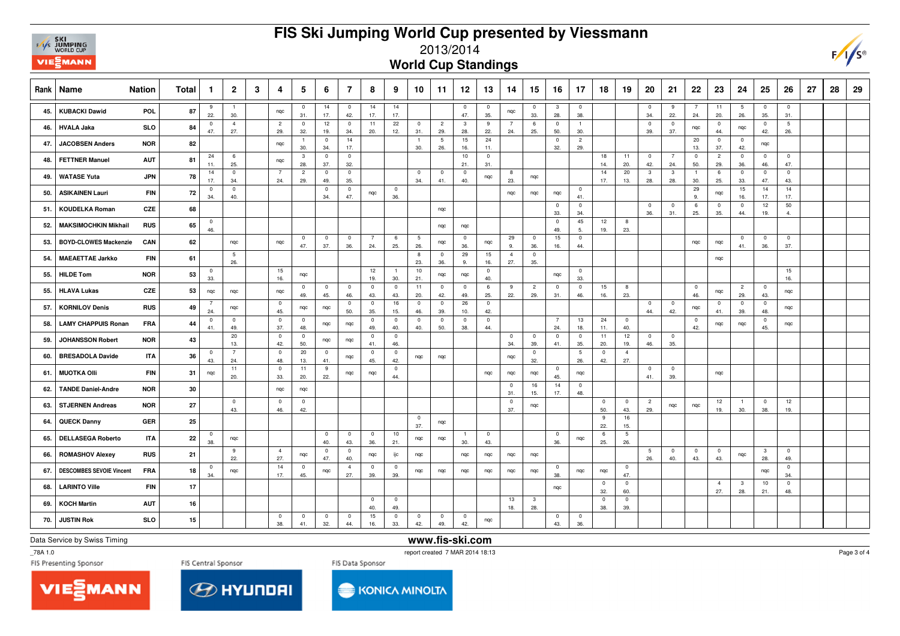# FIS Ski Jumping World Cup presented by Viessmann

2013/2014

## World Cup Standings

| Rank | Name | Nation | Total | 1 | 2 | 3 | 4 | 5 | 6 | 7 | 8 | 9 | 10 | 11 | 12 | 13 | 14 | 15 | 16 | 17 | 18 | 19 | 20 | 21 | 22 | 23 | 24 | 25 | 26 | 27 | 28 | 29 |
|---|---|---|---|---|---|---|---|---|---|---|---|---|---|---|---|---|---|---|---|---|---|---|---|---|---|---|---|---|---|---|---|---|
| 45. | KUBACKI Dawid | POL | 87 | 9 22. | 1 30. | | nqc | 0 31. | 14 17. | 0 42. | 14 17. | 14 17. | | | 0 47. | 0 35. | nqc | 0 33. | 3 28. | 0 38. | | | 0 34. | 9 22. | 7 24. | 11 20. | 5 26. | 0 35. | 0 31. | | | |
| 46. | HVALA Jaka | SLO | 84 | 0 47. | 4 27. | | 2 29. | 0 32. | 12 19. | 0 34. | 11 20. | 22 12. | 0 31. | 2 29. | 3 28. | 9 22. | 7 24. | 6 25. | 0 50. | 1 30. | | | 0 39. | 0 37. | nqc | 0 44. | nqc | 0 42. | 5 26. | | | |
| 47. | JACOBSEN Anders | NOR | 82 | | | | nqc | 1 30. | 0 34. | 14 17. | | | 1 30. | 5 26. | 15 16. | 24 11. | | | 0 32. | 2 29. | | | | | 20 13. | 0 37. | 0 42. | nqc | | | | |
| 48. | FETTNER Manuel | AUT | 81 | 24 11. | 6 25. | | nqc | 3 28. | 0 37. | 0 32. | | | | | 10 21. | 0 31. | | | | | 18 14. | 11 20. | 0 42. | 7 24. | 0 50. | 2 29. | 0 36. | 0 46. | 0 47. | | | |
| 49. | WATASE Yuta | JPN | 78 | 14 17. | 0 34. | | 7 24. | 2 29. | 0 49. | 0 35. | | | 0 34. | 0 41. | 0 40. | nqc | 8 23. | nqc | | | 14 17. | 20 13. | 3 28. | 3 28. | 1 30. | 6 25. | 0 33. | 0 47. | 0 43. | | | |
| 50. | ASIKAINEN Lauri | FIN | 72 | 0 34. | 0 40. | | | | 0 34. | 0 47. | nqc | 0 36. | | | | | nqc | nqc | nqc | 0 41. | | | | | 29 9. | nqc | 15 16. | 14 17. | 14 17. | | | |
| 51. | KOUDELKA Roman | CZE | 68 | | | | | | | | | | | nqc | | | | | 0 33. | 0 34. | | | 0 36. | 0 31. | 6 25. | 0 35. | 0 44. | 12 19. | 50 4. | | | |
| 52. | MAKSIMOCHKIN Mikhail | RUS | 65 | 0 46. | | | | | | | | | | nqc | nqc | | | | 0 49. | 45 5. | 12 19. | 8 23. | | | | | | | | | | |
| 53. | BOYD-CLOWES Mackenzie | CAN | 62 | | nqc | | nqc | 0 47. | 0 37. | 0 36. | 7 24. | 6 25. | 5 26. | nqc | 0 36. | nqc | 29 9. | 0 36. | 15 16. | 0 44. | | | | | nqc | nqc | 0 41. | 0 36. | 0 37. | | | |
| 54. | MAEAETTAE Jarkko | FIN | 61 | | 5 26. | | | | | | | | 8 23. | 0 36. | 29 9. | 15 16. | 4 27. | 0 35. | | | | | | | | nqc | | | | | | |
| 55. | HILDE Tom | NOR | 53 | 0 33. | | | 15 16. | nqc | | | 12 19. | 1 30. | 10 21. | nqc | nqc | 0 40. | | | nqc | 0 33. | | | | | | | | | 15 16. | | | |
| 55. | HLAVA Lukas | CZE | 53 | nqc | nqc | | nqc | 0 49. | 0 45. | 0 46. | 0 43. | 0 43. | 11 20. | 0 42. | 0 49. | 6 25. | 9 22. | 2 29. | 0 31. | 0 46. | 15 16. | 8 23. | | | 0 46. | nqc | 2 29. | 0 43. | nqc | | | |
| 57. | KORNILOV Denis | RUS | 49 | 7 24. | nqc | | 0 45. | nqc | nqc | 0 50. | 0 35. | 16 15. | 0 46. | 0 39. | 26 10. | 0 42. | | | | | | | 0 44. | 0 42. | nqc | 0 41. | 0 39. | 0 48. | nqc | | | |
| 58. | LAMY CHAPPUIS Ronan | FRA | 44 | 0 41. | 0 49. | | 0 37. | 0 48. | nqc | nqc | 0 49. | 0 40. | 0 40. | 0 50. | 0 38. | 0 44. | | | 7 24. | 13 18. | 24 11. | 0 40. | | | 0 42. | nqc | nqc | 0 45. | nqc | | | |
| 59. | JOHANSSON Robert | NOR | 43 | | 20 13. | | 0 42. | 0 50. | nqc | nqc | 0 41. | 0 46. | | | | | 0 34. | 0 39. | 0 41. | 0 35. | 11 20. | 12 19. | 0 46. | 0 35. | | | | | | | | |
| 60. | BRESADOLA Davide | ITA | 36 | 0 43. | 7 24. | | 0 48. | 20 13. | 0 41. | nqc | 0 45. | 0 42. | nqc | nqc | | | nqc | 0 32. | | 5 26. | 0 42. | 4 27. | | | | | | | | | | |
| 61. | MUOTKA Olli | FIN | 31 | nqc | 11 20. | | 0 33. | 11 20. | 9 22. | nqc | nqc | 0 44. | | | | nqc | nqc | nqc | 0 45. | nqc | | | 0 41. | 0 39. | | nqc | | | | | | |
| 62. | TANDE Daniel-Andre | NOR | 30 | | | | nqc | nqc | | | | | | | | | 0 31. | 16 15. | 14 17. | 0 48. | | | | | | | | | | | | |
| 63. | STJERNEN Andreas | NOR | 27 | | 0 43. | | 0 46. | 0 42. | | | | | | | | | 0 37. | nqc | | | 0 50. | 0 43. | 2 29. | nqc | nqc | 12 19. | 1 30. | 0 38. | 12 19. | | | |
| 64. | QUECK Danny | GER | 25 | | | | | | | | | | 0 37. | nqc | | | | | | | 9 22. | 16 15. | | | | | | | | | | |
| 65. | DELLASEGA Roberto | ITA | 22 | 0 38. | nqc | | | | 0 40. | 0 43. | 0 36. | 10 21. | nqc | nqc | 1 30. | 0 43. | | | 0 36. | nqc | 6 25. | 5 26. | | | | | | | | | | |
| 66. | ROMASHOV Alexey | RUS | 21 | | 9 22. | | 4 27. | nqc | 0 47. | 0 40. | nqc | ijc | nqc | | nqc | nqc | nqc | nqc | | | | | 5 26. | 0 40. | 0 43. | 0 43. | nqc | 3 28. | 0 49. | | | |
| 67. | DESCOMBES SEVOIE Vincent | FRA | 18 | 0 34. | nqc | | 14 17. | 0 45. | nqc | 4 27. | 0 39. | 0 39. | nqc | nqc | nqc | nqc | nqc | nqc | 0 38. | nqc | nqc | 0 47. | | | | | | nqc | 0 34. | | | |
| 68. | LARINTO Ville | FIN | 17 | | | | | | | | | | | | | | | | nqc | | 0 32. | 0 60. | | | | 4 27. | 3 28. | 10 21. | 0 48. | | | |
| 69. | KOCH Martin | AUT | 16 | | | | | | | | 0 40. | 0 49. | | | | | 13 18. | 3 28. | | | 0 38. | 0 39. | | | | | | | | | | |
| 70. | JUSTIN Rok | SLO | 15 | | | | 0 38. | 0 41. | 0 32. | 0 44. | 15 16. | 0 33. | 0 42. | 0 49. | 0 42. | nqc | | | 0 43. | 0 36. | | | | | | | | | | | | |

Data Service by Swiss Timing

www.fis-ski.com

_78A 1.0

report created 7 MAR 2014 18:13

FIS Presenting Sponsor: VIESSMANN — FIS Central Sponsor: HYUNDAI — FIS Data Sponsor: KONICA MINOLTA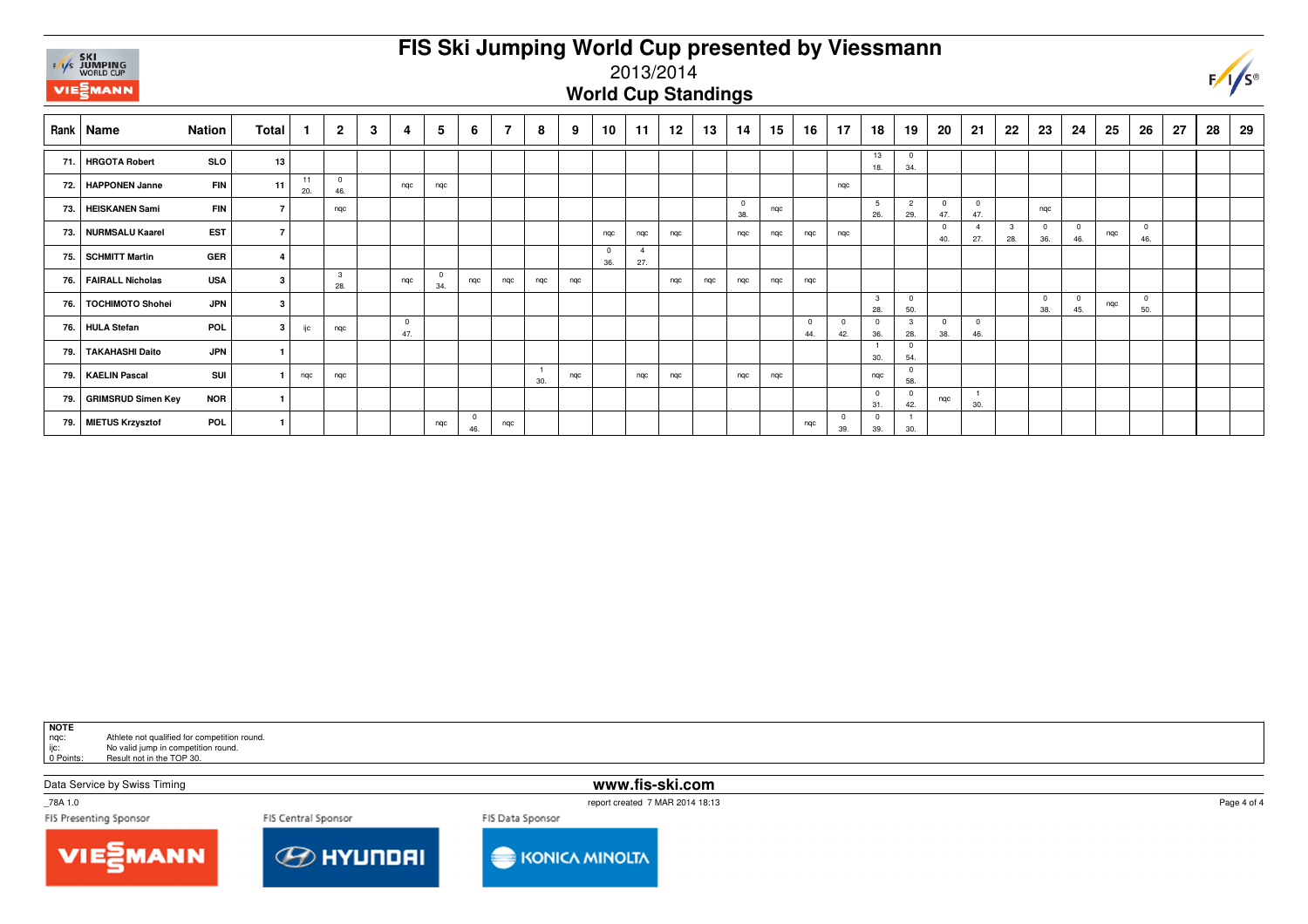# FIS Ski Jumping World Cup presented by Viessmann

2013/2014

## World Cup Standings

| Rank | Name | Nation | Total | 1 | 2 | 3 | 4 | 5 | 6 | 7 | 8 | 9 | 10 | 11 | 12 | 13 | 14 | 15 | 16 | 17 | 18 | 19 | 20 | 21 | 22 | 23 | 24 | 25 | 26 | 27 | 28 | 29 |
|---|---|---|---|---|---|---|---|---|---|---|---|---|---|---|---|---|---|---|---|---|---|---|---|---|---|---|---|---|---|---|---|---|
| 71. | HRGOTA Robert | SLO | 13 | | | | | | | | | | | | | | | | | | 13 18. | 0 34. | | | | | | | | | | |
| 72. | HAPPONEN Janne | FIN | 11 | 11 20. | 0 46. | | nqc | nqc | | | | | | | | | | | | nqc | | | | | | | | | | | | |
| 73. | HEISKANEN Sami | FIN | 7 | | nqc | | | | | | | | | | | | 0 38. | nqc | | | 5 26. | 2 29. | 0 47. | 0 47. | | nqc | | | | | | |
| 73. | NURMSALU Kaarel | EST | 7 | | | | | | | | | | nqc | nqc | nqc | | nqc | nqc | nqc | nqc | | | 0 40. | 4 27. | 3 28. | 0 36. | 0 46. | nqc | 0 46. | | | |
| 75. | SCHMITT Martin | GER | 4 | | | | | | | | | | 0 36. | 4 27. | | | | | | | | | | | | | | | | | | |
| 76. | FAIRALL Nicholas | USA | 3 | | 3 28. | | nqc | 0 34. | nqc | nqc | nqc | nqc | | | nqc | nqc | nqc | nqc | nqc | | | | | | | | | | | | | |
| 76. | TOCHIMOTO Shohei | JPN | 3 | | | | | | | | | | | | | | | | | | 3 28. | 0 50. | | | | 0 38. | 0 45. | nqc | 0 50. | | | |
| 76. | HULA Stefan | POL | 3 | ijc | nqc | | 0 47. | | | | | | | | | | | | 0 44. | 0 42. | 0 36. | 3 28. | 0 38. | 0 46. | | | | | | | | |
| 79. | TAKAHASHI Daito | JPN | 1 | | | | | | | | | | | | | | | | | | 1 30. | 0 54. | | | | | | | | | | |
| 79. | KAELIN Pascal | SUI | 1 | nqc | nqc | | | | | | 1 30. | nqc | | nqc | nqc | | nqc | nqc | | | nqc | 0 58. | | | | | | | | | | |
| 79. | GRIMSRUD Simen Key | NOR | 1 | | | | | | | | | | | | | | | | | | 0 31. | 0 42. | nqc | 1 30. | | | | | | | | |
| 79. | MIETUS Krzysztof | POL | 1 | | | | | nqc | 0 46. | nqc | | | | | | | | | nqc | 0 39. | 0 39. | 1 30. | | | | | | | | | | |

**NOTE**

nqc: Athlete not qualified for competition round.
ijc: No valid jump in competition round.
0 Points: Result not in the TOP 30.

Data Service by Swiss Timing

www.fis-ski.com

_78A 1.0

report created 7 MAR 2014 18:13

FIS Presenting Sponsor · FIS Central Sponsor · FIS Data Sponsor